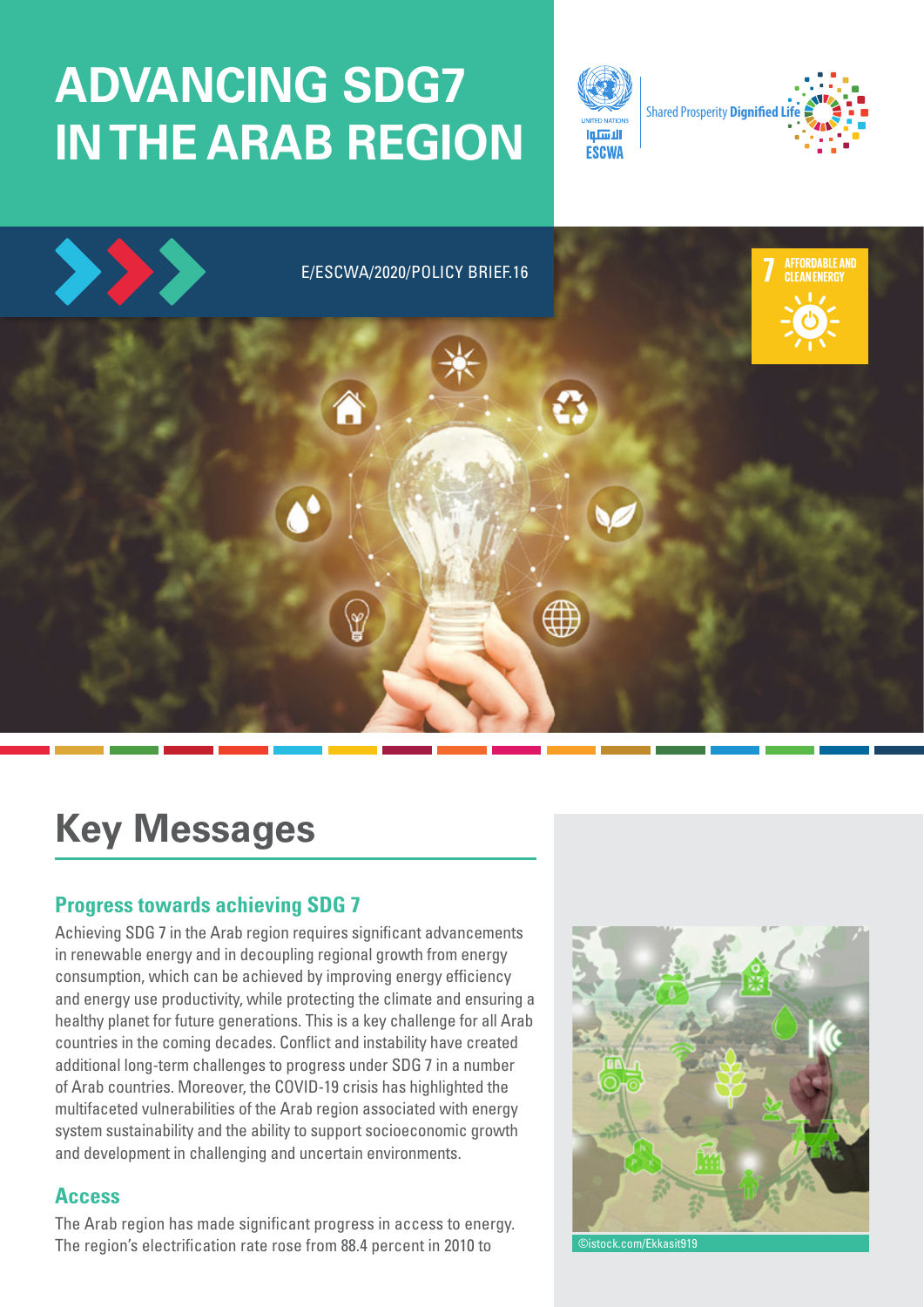# ADVANCING SDG7 IN THE ARAB REGION

E/ESCWA/2020/POLICY BRIEF.16

## Key Messages

### Progress towards achieving SDG 7

Achieving SDG 7 in the Arab region requires significant advancements in renewable energy and in decoupling regional growth from energy consumption, which can be achieved by improving energy efficiency and energy use productivity, while protecting the climate and ensuring a healthy planet for future generations. This is a key challenge for all Arab countries in the coming decades. Conflict and instability have created additional long-term challenges to progress under SDG 7 in a number of Arab countries. Moreover, the COVID-19 crisis has highlighted the multifaceted vulnerabilities of the Arab region associated with energy system sustainability and the ability to support socioeconomic growth and development in challenging and uncertain environments.

### Access

The Arab region has made significant progress in access to energy. The region's electrification rate rose from 88.4 percent in 2010 to

©istock.com/Ekkasit919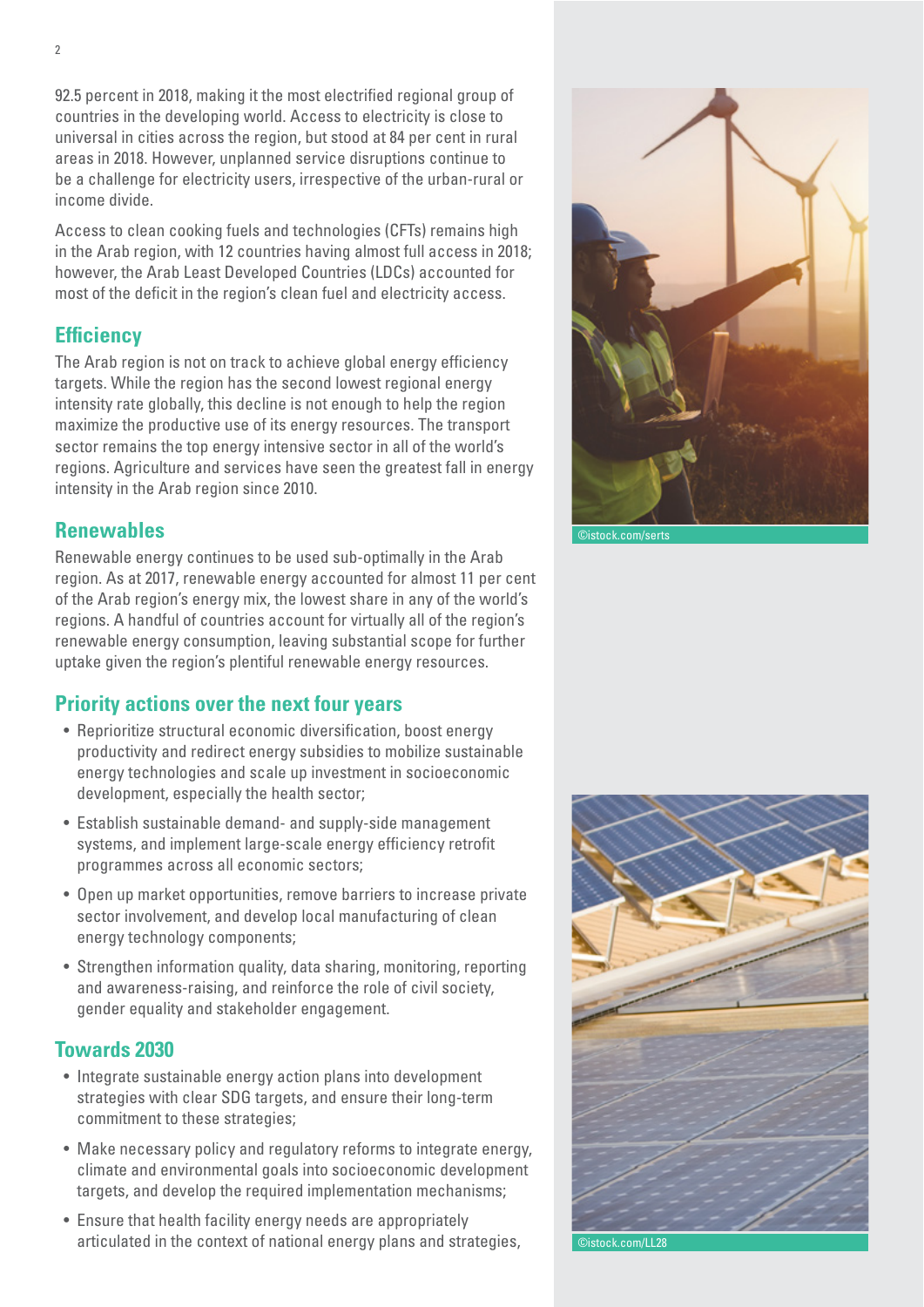92.5 percent in 2018, making it the most electrified regional group of countries in the developing world. Access to electricity is close to universal in cities across the region, but stood at 84 per cent in rural areas in 2018. However, unplanned service disruptions continue to be a challenge for electricity users, irrespective of the urban-rural or income divide.

Access to clean cooking fuels and technologies (CFTs) remains high in the Arab region, with 12 countries having almost full access in 2018; however, the Arab Least Developed Countries (LDCs) accounted for most of the deficit in the region's clean fuel and electricity access.

## Efficiency

The Arab region is not on track to achieve global energy efficiency targets. While the region has the second lowest regional energy intensity rate globally, this decline is not enough to help the region maximize the productive use of its energy resources. The transport sector remains the top energy intensive sector in all of the world's regions. Agriculture and services have seen the greatest fall in energy intensity in the Arab region since 2010.

## Renewables

Renewable energy continues to be used sub-optimally in the Arab region. As at 2017, renewable energy accounted for almost 11 per cent of the Arab region's energy mix, the lowest share in any of the world's regions. A handful of countries account for virtually all of the region's renewable energy consumption, leaving substantial scope for further uptake given the region's plentiful renewable energy resources.

## Priority actions over the next four years

- Reprioritize structural economic diversification, boost energy productivity and redirect energy subsidies to mobilize sustainable energy technologies and scale up investment in socioeconomic development, especially the health sector;
- Establish sustainable demand- and supply-side management systems, and implement large-scale energy efficiency retrofit programmes across all economic sectors;
- Open up market opportunities, remove barriers to increase private sector involvement, and develop local manufacturing of clean energy technology components;
- Strengthen information quality, data sharing, monitoring, reporting and awareness-raising, and reinforce the role of civil society, gender equality and stakeholder engagement.

## Towards 2030

- Integrate sustainable energy action plans into development strategies with clear SDG targets, and ensure their long-term commitment to these strategies;
- Make necessary policy and regulatory reforms to integrate energy, climate and environmental goals into socioeconomic development targets, and develop the required implementation mechanisms;
- Ensure that health facility energy needs are appropriately articulated in the context of national energy plans and strategies,

©istock.com/serts

©istock.com/LL28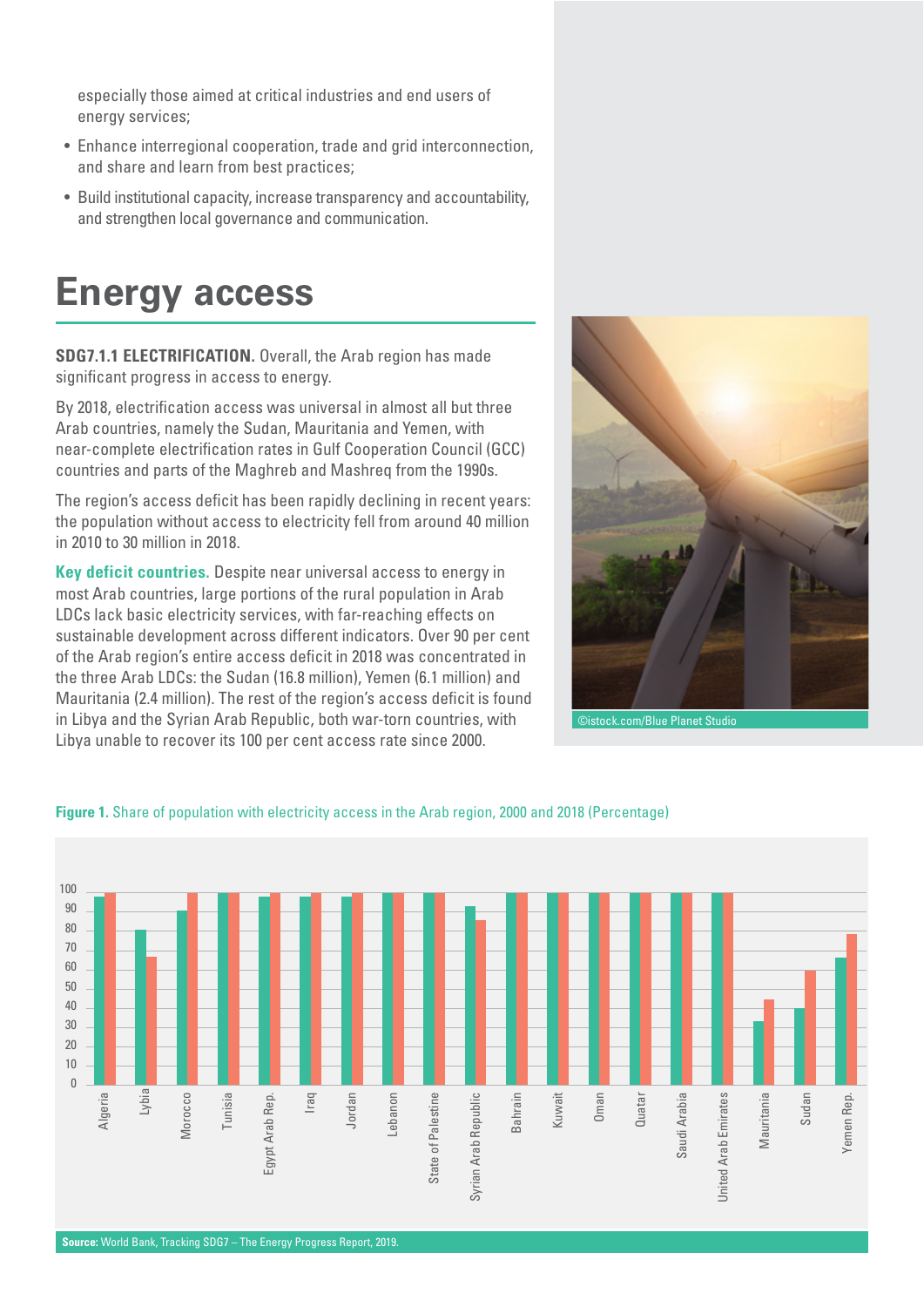especially those aimed at critical industries and end users of energy services;

- Enhance interregional cooperation, trade and grid interconnection, and share and learn from best practices;
- Build institutional capacity, increase transparency and accountability, and strengthen local governance and communication.

# Energy access

**SDG7.1.1 ELECTRIFICATION.** Overall, the Arab region has made significant progress in access to energy.

By 2018, electrification access was universal in almost all but three Arab countries, namely the Sudan, Mauritania and Yemen, with near-complete electrification rates in Gulf Cooperation Council (GCC) countries and parts of the Maghreb and Mashreq from the 1990s.

The region's access deficit has been rapidly declining in recent years: the population without access to electricity fell from around 40 million in 2010 to 30 million in 2018.

**Key deficit countries.** Despite near universal access to energy in most Arab countries, large portions of the rural population in Arab LDCs lack basic electricity services, with far-reaching effects on sustainable development across different indicators. Over 90 per cent of the Arab region's entire access deficit in 2018 was concentrated in the three Arab LDCs: the Sudan (16.8 million), Yemen (6.1 million) and Mauritania (2.4 million). The rest of the region's access deficit is found in Libya and the Syrian Arab Republic, both war-torn countries, with Libya unable to recover its 100 per cent access rate since 2000.

©istock.com/Blue Planet Studio

**Figure 1.** Share of population with electricity access in the Arab region, 2000 and 2018 (Percentage)

**Source:** World Bank, Tracking SDG7 – The Energy Progress Report, 2019.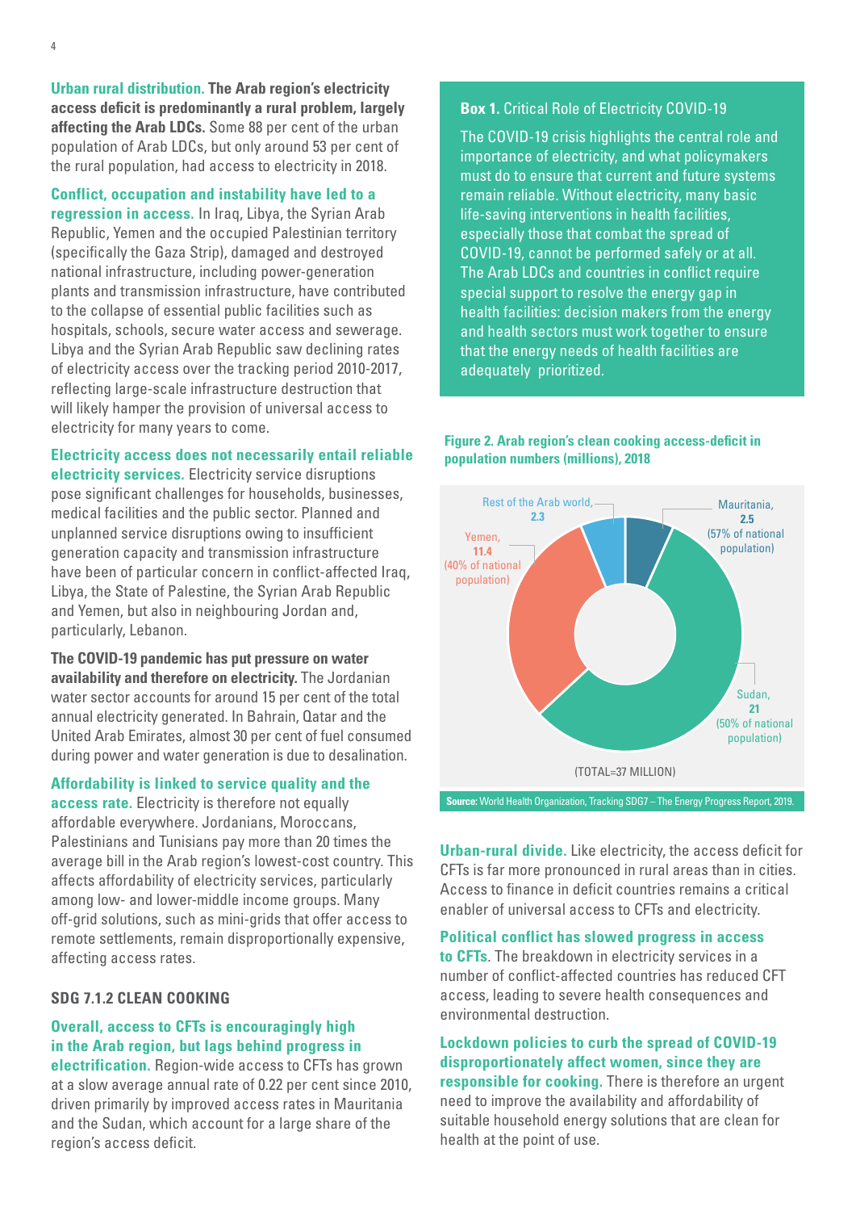**Urban rural distribution.** **The Arab region's electricity access deficit is predominantly a rural problem, largely affecting the Arab LDCs.** Some 88 per cent of the urban population of Arab LDCs, but only around 53 per cent of the rural population, had access to electricity in 2018.

**Conflict, occupation and instability have led to a regression in access.** In Iraq, Libya, the Syrian Arab Republic, Yemen and the occupied Palestinian territory (specifically the Gaza Strip), damaged and destroyed national infrastructure, including power-generation plants and transmission infrastructure, have contributed to the collapse of essential public facilities such as hospitals, schools, secure water access and sewerage. Libya and the Syrian Arab Republic saw declining rates of electricity access over the tracking period 2010-2017, reflecting large-scale infrastructure destruction that will likely hamper the provision of universal access to electricity for many years to come.

**Electricity access does not necessarily entail reliable electricity services.** Electricity service disruptions pose significant challenges for households, businesses, medical facilities and the public sector. Planned and unplanned service disruptions owing to insufficient generation capacity and transmission infrastructure have been of particular concern in conflict-affected Iraq, Libya, the State of Palestine, the Syrian Arab Republic and Yemen, but also in neighbouring Jordan and, particularly, Lebanon.

**The COVID-19 pandemic has put pressure on water availability and therefore on electricity.** The Jordanian water sector accounts for around 15 per cent of the total annual electricity generated. In Bahrain, Qatar and the United Arab Emirates, almost 30 per cent of fuel consumed during power and water generation is due to desalination.

**Affordability is linked to service quality and the access rate.** Electricity is therefore not equally affordable everywhere. Jordanians, Moroccans, Palestinians and Tunisians pay more than 20 times the average bill in the Arab region's lowest-cost country. This affects affordability of electricity services, particularly among low- and lower-middle income groups. Many off-grid solutions, such as mini-grids that offer access to remote settlements, remain disproportionally expensive, affecting access rates.

## SDG 7.1.2 CLEAN COOKING

**Overall, access to CFTs is encouragingly high in the Arab region, but lags behind progress in electrification.** Region-wide access to CFTs has grown at a slow average annual rate of 0.22 per cent since 2010, driven primarily by improved access rates in Mauritania and the Sudan, which account for a large share of the region's access deficit.

> **Box 1.** Critical Role of Electricity COVID-19
>
> The COVID-19 crisis highlights the central role and importance of electricity, and what policymakers must do to ensure that current and future systems remain reliable. Without electricity, many basic life-saving interventions in health facilities, especially those that combat the spread of COVID-19, cannot be performed safely or at all. The Arab LDCs and countries in conflict require special support to resolve the energy gap in health facilities: decision makers from the energy and health sectors must work together to ensure that the energy needs of health facilities are adequately prioritized.

**Figure 2. Arab region's clean cooking access-deficit in population numbers (millions), 2018**

| Country | Access deficit (millions) | Share of national population |
| --- | --- | --- |
| Mauritania | 2.5 | 57% of national population |
| Sudan | 21 | 50% of national population |
| Yemen | 11.4 | 40% of national population |
| Rest of the Arab world | 2.3 | |

(TOTAL=37 MILLION)

**Source:** World Health Organization, Tracking SDG7 – The Energy Progress Report, 2019.

**Urban-rural divide.** Like electricity, the access deficit for CFTs is far more pronounced in rural areas than in cities. Access to finance in deficit countries remains a critical enabler of universal access to CFTs and electricity.

**Political conflict has slowed progress in access to CFTs.** The breakdown in electricity services in a number of conflict-affected countries has reduced CFT access, leading to severe health consequences and environmental destruction.

**Lockdown policies to curb the spread of COVID-19 disproportionately affect women, since they are responsible for cooking.** There is therefore an urgent need to improve the availability and affordability of suitable household energy solutions that are clean for health at the point of use.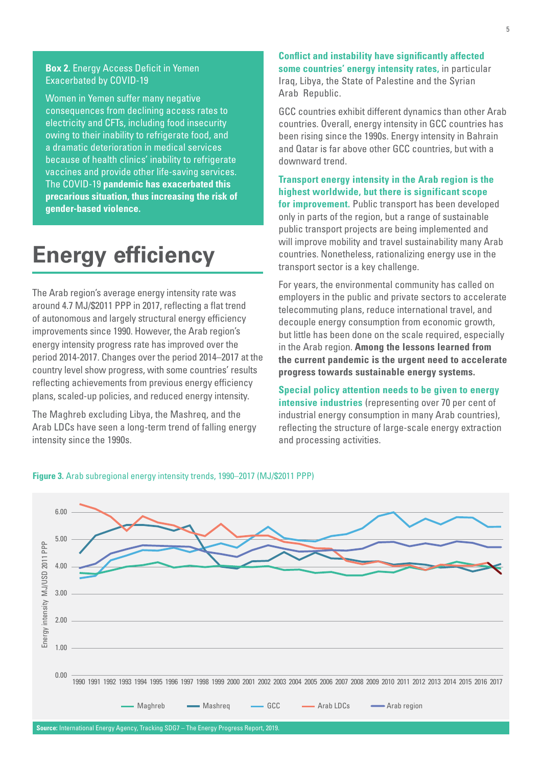**Box 2.** Energy Access Deficit in Yemen Exacerbated by COVID-19

Women in Yemen suffer many negative consequences from declining access rates to electricity and CFTs, including food insecurity owing to their inability to refrigerate food, and a dramatic deterioration in medical services because of health clinics' inability to refrigerate vaccines and provide other life-saving services. The COVID-19 **pandemic has exacerbated this precarious situation, thus increasing the risk of gender-based violence.**

# Energy efficiency

The Arab region's average energy intensity rate was around 4.7 MJ/$2011 PPP in 2017, reflecting a flat trend of autonomous and largely structural energy efficiency improvements since 1990. However, the Arab region's energy intensity progress rate has improved over the period 2014-2017. Changes over the period 2014–2017 at the country level show progress, with some countries' results reflecting achievements from previous energy efficiency plans, scaled-up policies, and reduced energy intensity.

The Maghreb excluding Libya, the Mashreq, and the Arab LDCs have seen a long-term trend of falling energy intensity since the 1990s.

**Conflict and instability have significantly affected some countries' energy intensity rates,** in particular Iraq, Libya, the State of Palestine and the Syrian Arab Republic.

GCC countries exhibit different dynamics than other Arab countries. Overall, energy intensity in GCC countries has been rising since the 1990s. Energy intensity in Bahrain and Qatar is far above other GCC countries, but with a downward trend.

**Transport energy intensity in the Arab region is the highest worldwide, but there is significant scope for improvement.** Public transport has been developed only in parts of the region, but a range of sustainable public transport projects are being implemented and will improve mobility and travel sustainability many Arab countries. Nonetheless, rationalizing energy use in the transport sector is a key challenge.

For years, the environmental community has called on employers in the public and private sectors to accelerate telecommuting plans, reduce international travel, and decouple energy consumption from economic growth, but little has been done on the scale required, especially in the Arab region. **Among the lessons learned from the current pandemic is the urgent need to accelerate progress towards sustainable energy systems.**

**Special policy attention needs to be given to energy intensive industries** (representing over 70 per cent of industrial energy consumption in many Arab countries), reflecting the structure of large-scale energy extraction and processing activities.

**Figure 3.** Arab subregional energy intensity trends, 1990–2017 (MJ/$2011 PPP)

**Source:** International Energy Agency, Tracking SDG7 – The Energy Progress Report, 2019.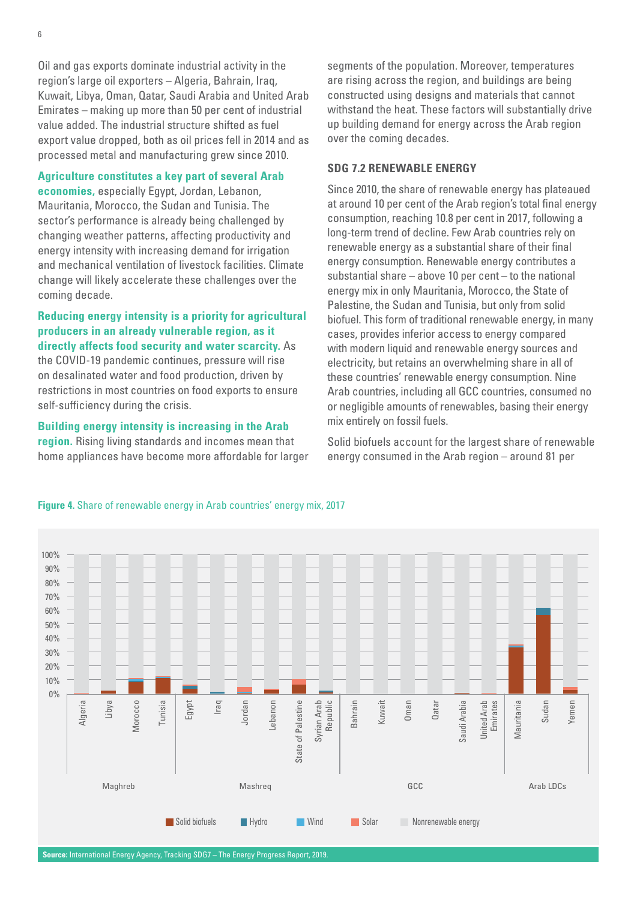Oil and gas exports dominate industrial activity in the region's large oil exporters – Algeria, Bahrain, Iraq, Kuwait, Libya, Oman, Qatar, Saudi Arabia and United Arab Emirates – making up more than 50 per cent of industrial value added. The industrial structure shifted as fuel export value dropped, both as oil prices fell in 2014 and as processed metal and manufacturing grew since 2010.

**Agriculture constitutes a key part of several Arab economies,** especially Egypt, Jordan, Lebanon, Mauritania, Morocco, the Sudan and Tunisia. The sector's performance is already being challenged by changing weather patterns, affecting productivity and energy intensity with increasing demand for irrigation and mechanical ventilation of livestock facilities. Climate change will likely accelerate these challenges over the coming decade.

**Reducing energy intensity is a priority for agricultural producers in an already vulnerable region, as it directly affects food security and water scarcity.** As the COVID-19 pandemic continues, pressure will rise on desalinated water and food production, driven by restrictions in most countries on food exports to ensure self-sufficiency during the crisis.

**Building energy intensity is increasing in the Arab region.** Rising living standards and incomes mean that home appliances have become more affordable for larger segments of the population. Moreover, temperatures are rising across the region, and buildings are being constructed using designs and materials that cannot withstand the heat. These factors will substantially drive up building demand for energy across the Arab region over the coming decades.

## SDG 7.2 RENEWABLE ENERGY

Since 2010, the share of renewable energy has plateaued at around 10 per cent of the Arab region's total final energy consumption, reaching 10.8 per cent in 2017, following a long-term trend of decline. Few Arab countries rely on renewable energy as a substantial share of their final energy consumption. Renewable energy contributes a substantial share – above 10 per cent – to the national energy mix in only Mauritania, Morocco, the State of Palestine, the Sudan and Tunisia, but only from solid biofuel. This form of traditional renewable energy, in many cases, provides inferior access to energy compared with modern liquid and renewable energy sources and electricity, but retains an overwhelming share in all of these countries' renewable energy consumption. Nine Arab countries, including all GCC countries, consumed no or negligible amounts of renewables, basing their energy mix entirely on fossil fuels.

Solid biofuels account for the largest share of renewable energy consumed in the Arab region – around 81 per

**Figure 4.** Share of renewable energy in Arab countries' energy mix, 2017

**Source:** International Energy Agency, Tracking SDG7 – The Energy Progress Report, 2019.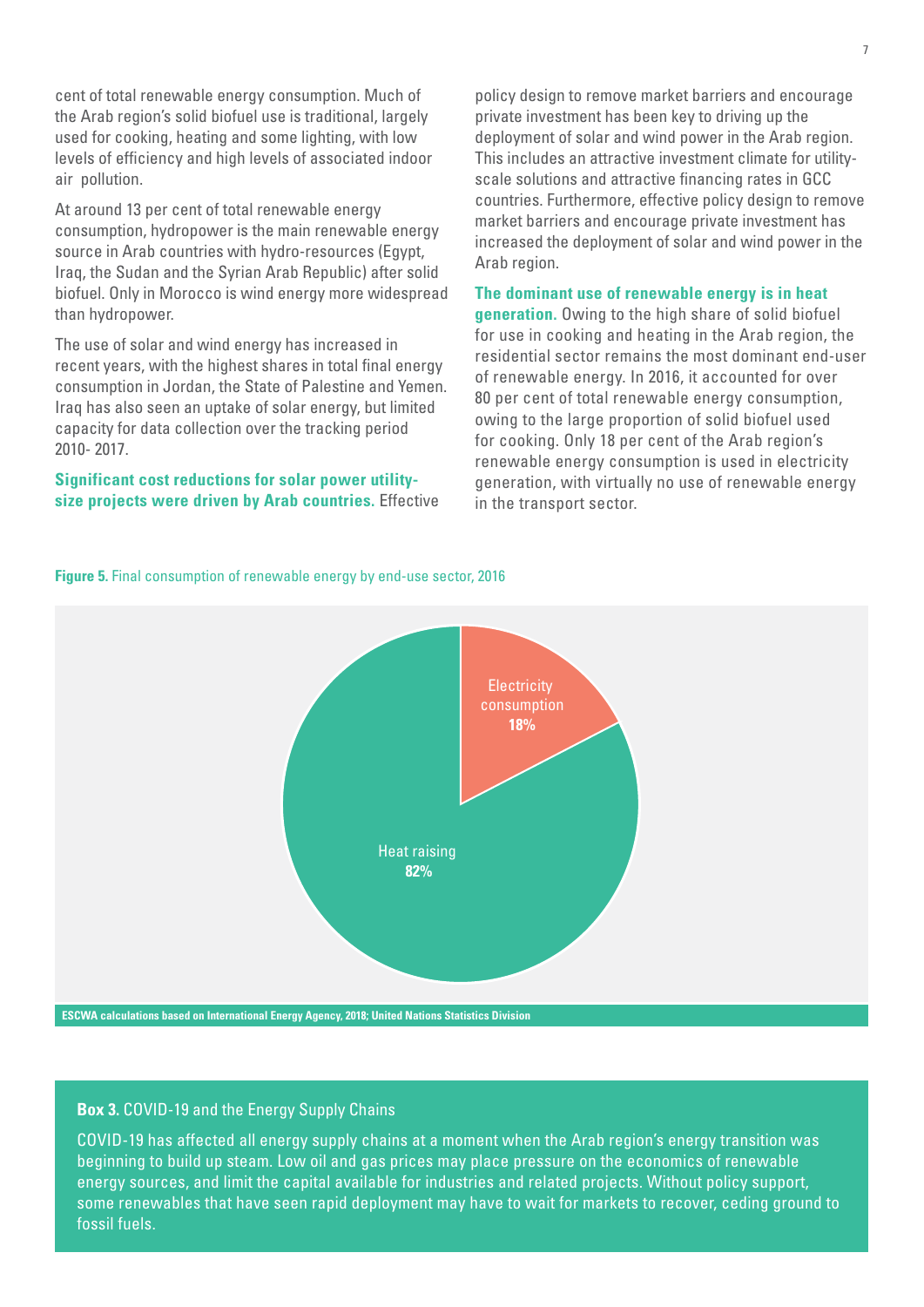cent of total renewable energy consumption. Much of the Arab region's solid biofuel use is traditional, largely used for cooking, heating and some lighting, with low levels of efficiency and high levels of associated indoor air pollution.

At around 13 per cent of total renewable energy consumption, hydropower is the main renewable energy source in Arab countries with hydro-resources (Egypt, Iraq, the Sudan and the Syrian Arab Republic) after solid biofuel. Only in Morocco is wind energy more widespread than hydropower.

The use of solar and wind energy has increased in recent years, with the highest shares in total final energy consumption in Jordan, the State of Palestine and Yemen. Iraq has also seen an uptake of solar energy, but limited capacity for data collection over the tracking period 2010- 2017.

**Significant cost reductions for solar power utility-size projects were driven by Arab countries.** Effective policy design to remove market barriers and encourage private investment has been key to driving up the deployment of solar and wind power in the Arab region. This includes an attractive investment climate for utility-scale solutions and attractive financing rates in GCC countries. Furthermore, effective policy design to remove market barriers and encourage private investment has increased the deployment of solar and wind power in the Arab region.

**The dominant use of renewable energy is in heat generation.** Owing to the high share of solid biofuel for use in cooking and heating in the Arab region, the residential sector remains the most dominant end-user of renewable energy. In 2016, it accounted for over 80 per cent of total renewable energy consumption, owing to the large proportion of solid biofuel used for cooking. Only 18 per cent of the Arab region's renewable energy consumption is used in electricity generation, with virtually no use of renewable energy in the transport sector.

**Figure 5.** Final consumption of renewable energy by end-use sector, 2016

| End-use sector | Share |
| --- | --- |
| Electricity consumption | 18% |
| Heat raising | 82% |

ESCWA calculations based on International Energy Agency, 2018; United Nations Statistics Division

**Box 3.** COVID-19 and the Energy Supply Chains

COVID-19 has affected all energy supply chains at a moment when the Arab region's energy transition was beginning to build up steam. Low oil and gas prices may place pressure on the economics of renewable energy sources, and limit the capital available for industries and related projects. Without policy support, some renewables that have seen rapid deployment may have to wait for markets to recover, ceding ground to fossil fuels.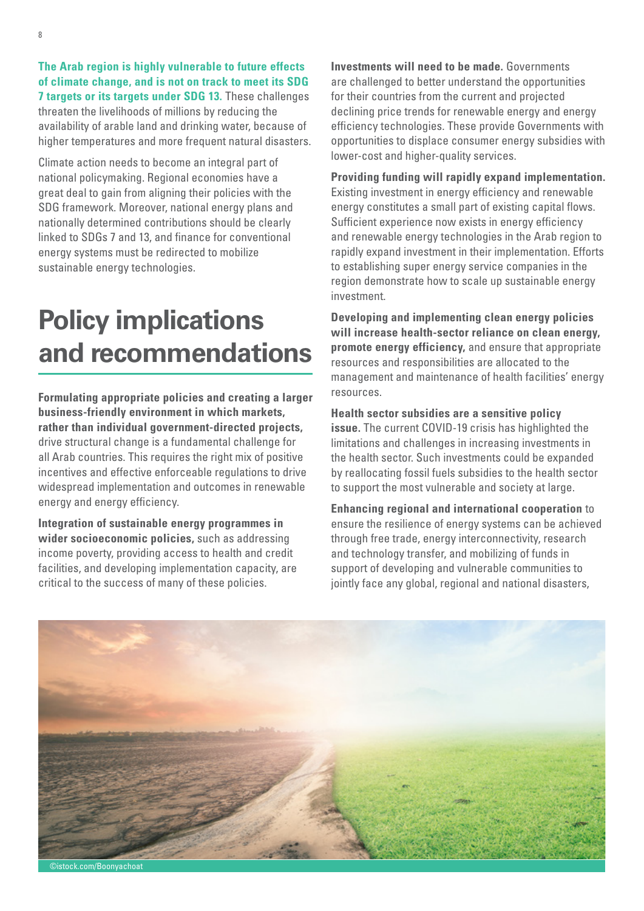**The Arab region is highly vulnerable to future effects of climate change, and is not on track to meet its SDG 7 targets or its targets under SDG 13.** These challenges threaten the livelihoods of millions by reducing the availability of arable land and drinking water, because of higher temperatures and more frequent natural disasters.

Climate action needs to become an integral part of national policymaking. Regional economies have a great deal to gain from aligning their policies with the SDG framework. Moreover, national energy plans and nationally determined contributions should be clearly linked to SDGs 7 and 13, and finance for conventional energy systems must be redirected to mobilize sustainable energy technologies.

# Policy implications and recommendations

**Formulating appropriate policies and creating a larger business-friendly environment in which markets, rather than individual government-directed projects,** drive structural change is a fundamental challenge for all Arab countries. This requires the right mix of positive incentives and effective enforceable regulations to drive widespread implementation and outcomes in renewable energy and energy efficiency.

**Integration of sustainable energy programmes in wider socioeconomic policies,** such as addressing income poverty, providing access to health and credit facilities, and developing implementation capacity, are critical to the success of many of these policies.

**Investments will need to be made.** Governments are challenged to better understand the opportunities for their countries from the current and projected declining price trends for renewable energy and energy efficiency technologies. These provide Governments with opportunities to displace consumer energy subsidies with lower-cost and higher-quality services.

**Providing funding will rapidly expand implementation.** Existing investment in energy efficiency and renewable energy constitutes a small part of existing capital flows. Sufficient experience now exists in energy efficiency and renewable energy technologies in the Arab region to rapidly expand investment in their implementation. Efforts to establishing super energy service companies in the region demonstrate how to scale up sustainable energy investment.

**Developing and implementing clean energy policies will increase health-sector reliance on clean energy, promote energy efficiency,** and ensure that appropriate resources and responsibilities are allocated to the management and maintenance of health facilities' energy resources.

**Health sector subsidies are a sensitive policy issue.** The current COVID-19 crisis has highlighted the limitations and challenges in increasing investments in the health sector. Such investments could be expanded by reallocating fossil fuels subsidies to the health sector to support the most vulnerable and society at large.

**Enhancing regional and international cooperation** to ensure the resilience of energy systems can be achieved through free trade, energy interconnectivity, research and technology transfer, and mobilizing of funds in support of developing and vulnerable communities to jointly face any global, regional and national disasters,

©istock.com/Boonyachoat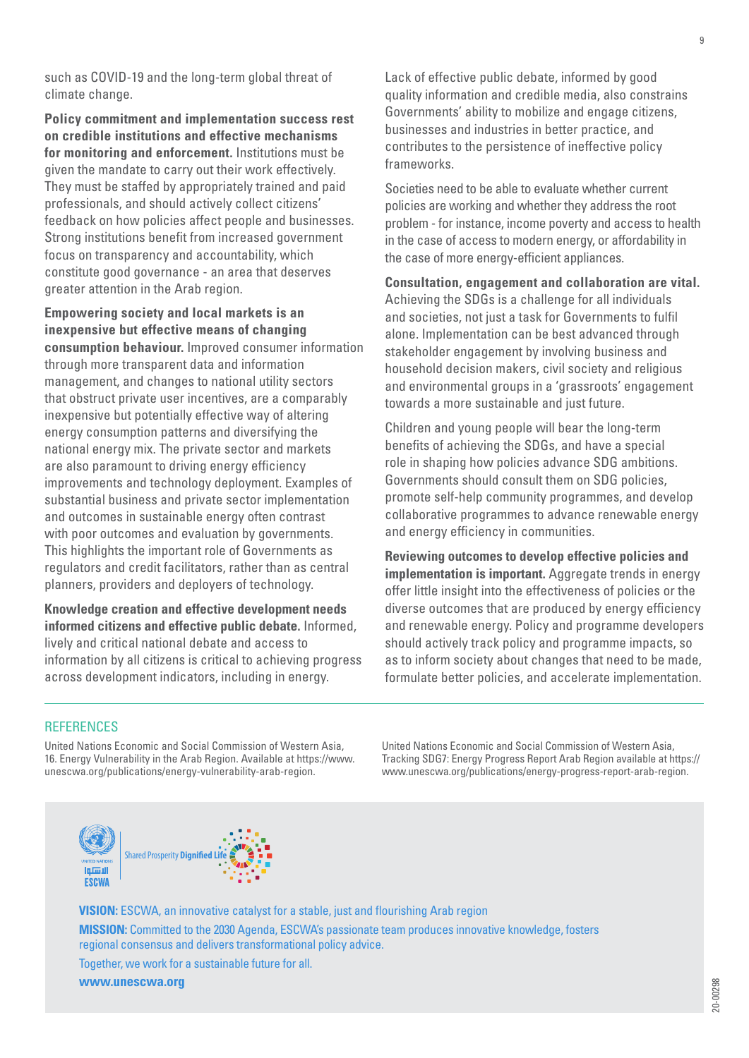such as COVID-19 and the long-term global threat of climate change.

**Policy commitment and implementation success rest on credible institutions and effective mechanisms for monitoring and enforcement.** Institutions must be given the mandate to carry out their work effectively. They must be staffed by appropriately trained and paid professionals, and should actively collect citizens' feedback on how policies affect people and businesses. Strong institutions benefit from increased government focus on transparency and accountability, which constitute good governance - an area that deserves greater attention in the Arab region.

**Empowering society and local markets is an inexpensive but effective means of changing consumption behaviour.** Improved consumer information through more transparent data and information management, and changes to national utility sectors that obstruct private user incentives, are a comparably inexpensive but potentially effective way of altering energy consumption patterns and diversifying the national energy mix. The private sector and markets are also paramount to driving energy efficiency improvements and technology deployment. Examples of substantial business and private sector implementation and outcomes in sustainable energy often contrast with poor outcomes and evaluation by governments. This highlights the important role of Governments as regulators and credit facilitators, rather than as central planners, providers and deployers of technology.

**Knowledge creation and effective development needs informed citizens and effective public debate.** Informed, lively and critical national debate and access to information by all citizens is critical to achieving progress across development indicators, including in energy.

Lack of effective public debate, informed by good quality information and credible media, also constrains Governments' ability to mobilize and engage citizens, businesses and industries in better practice, and contributes to the persistence of ineffective policy frameworks.

Societies need to be able to evaluate whether current policies are working and whether they address the root problem - for instance, income poverty and access to health in the case of access to modern energy, or affordability in the case of more energy-efficient appliances.

**Consultation, engagement and collaboration are vital.** Achieving the SDGs is a challenge for all individuals and societies, not just a task for Governments to fulfil alone. Implementation can be best advanced through stakeholder engagement by involving business and household decision makers, civil society and religious and environmental groups in a 'grassroots' engagement towards a more sustainable and just future.

Children and young people will bear the long-term benefits of achieving the SDGs, and have a special role in shaping how policies advance SDG ambitions. Governments should consult them on SDG policies, promote self-help community programmes, and develop collaborative programmes to advance renewable energy and energy efficiency in communities.

**Reviewing outcomes to develop effective policies and implementation is important.** Aggregate trends in energy offer little insight into the effectiveness of policies or the diverse outcomes that are produced by energy efficiency and renewable energy. Policy and programme developers should actively track policy and programme impacts, so as to inform society about changes that need to be made, formulate better policies, and accelerate implementation.

## REFERENCES

United Nations Economic and Social Commission of Western Asia, 16. Energy Vulnerability in the Arab Region. Available at https://www.unescwa.org/publications/energy-vulnerability-arab-region.

United Nations Economic and Social Commission of Western Asia, Tracking SDG7: Energy Progress Report Arab Region available at https://www.unescwa.org/publications/energy-progress-report-arab-region.

Shared Prosperity **Dignified Life**

**VISION:** ESCWA, an innovative catalyst for a stable, just and flourishing Arab region

**MISSION:** Committed to the 2030 Agenda, ESCWA's passionate team produces innovative knowledge, fosters regional consensus and delivers transformational policy advice.

Together, we work for a sustainable future for all.

**www.unescwa.org**

20-00298